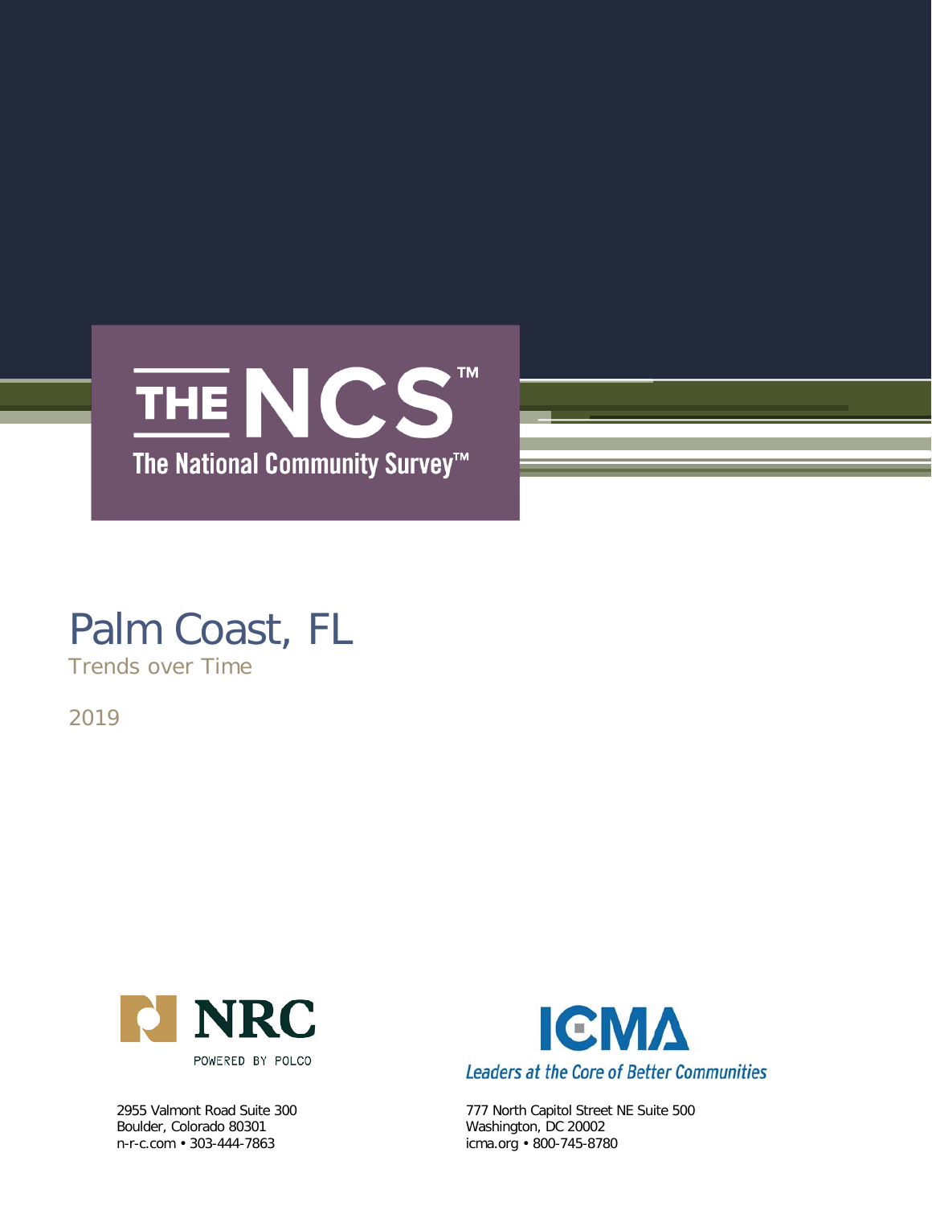# THE NCS™

The National Community Survey™

# Palm Coast, FL

## Trends over Time

2019

NRC

POWERED BY POLCO

2955 Valmont Road Suite 300
Boulder, Colorado 80301
n-r-c.com • 303-444-7863

ICMA

*Leaders at the Core of Better Communities*

777 North Capitol Street NE Suite 500
Washington, DC 20002
icma.org • 800-745-8780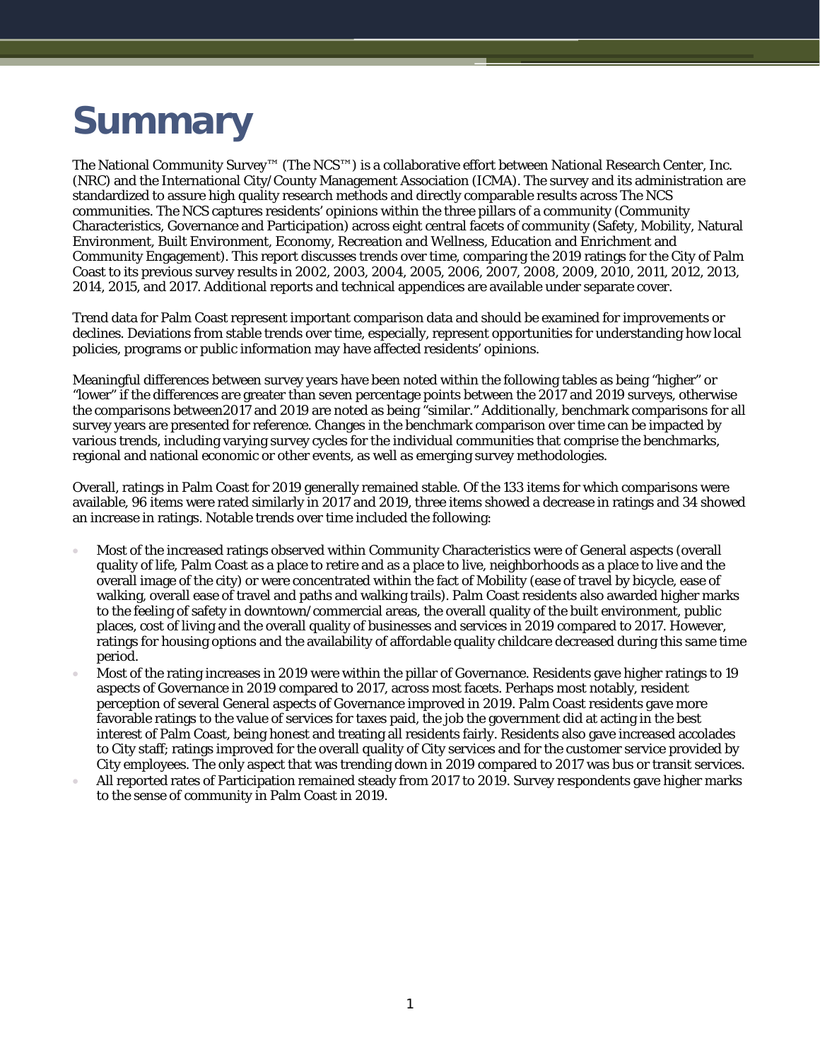# Summary

The National Community Survey™ (The NCS™) is a collaborative effort between National Research Center, Inc. (NRC) and the International City/County Management Association (ICMA). The survey and its administration are standardized to assure high quality research methods and directly comparable results across The NCS communities. The NCS captures residents' opinions within the three pillars of a community (Community Characteristics, Governance and Participation) across eight central facets of community (Safety, Mobility, Natural Environment, Built Environment, Economy, Recreation and Wellness, Education and Enrichment and Community Engagement). This report discusses trends over time, comparing the 2019 ratings for the City of Palm Coast to its previous survey results in 2002, 2003, 2004, 2005, 2006, 2007, 2008, 2009, 2010, 2011, 2012, 2013, 2014, 2015, and 2017. Additional reports and technical appendices are available under separate cover.

Trend data for Palm Coast represent important comparison data and should be examined for improvements or declines. Deviations from stable trends over time, especially, represent opportunities for understanding how local policies, programs or public information may have affected residents' opinions.

Meaningful differences between survey years have been noted within the following tables as being "higher" or "lower" if the differences are greater than seven percentage points between the 2017 and 2019 surveys, otherwise the comparisons between2017 and 2019 are noted as being "similar." Additionally, benchmark comparisons for all survey years are presented for reference. Changes in the benchmark comparison over time can be impacted by various trends, including varying survey cycles for the individual communities that comprise the benchmarks, regional and national economic or other events, as well as emerging survey methodologies.

Overall, ratings in Palm Coast for 2019 generally remained stable. Of the 133 items for which comparisons were available, 96 items were rated similarly in 2017 and 2019, three items showed a decrease in ratings and 34 showed an increase in ratings. Notable trends over time included the following:

- Most of the increased ratings observed within Community Characteristics were of General aspects (overall quality of life, Palm Coast as a place to retire and as a place to live, neighborhoods as a place to live and the overall image of the city) or were concentrated within the fact of Mobility (ease of travel by bicycle, ease of walking, overall ease of travel and paths and walking trails). Palm Coast residents also awarded higher marks to the feeling of safety in downtown/commercial areas, the overall quality of the built environment, public places, cost of living and the overall quality of businesses and services in 2019 compared to 2017. However, ratings for housing options and the availability of affordable quality childcare decreased during this same time period.
- Most of the rating increases in 2019 were within the pillar of Governance. Residents gave higher ratings to 19 aspects of Governance in 2019 compared to 2017, across most facets. Perhaps most notably, resident perception of several General aspects of Governance improved in 2019. Palm Coast residents gave more favorable ratings to the value of services for taxes paid, the job the government did at acting in the best interest of Palm Coast, being honest and treating all residents fairly. Residents also gave increased accolades to City staff; ratings improved for the overall quality of City services and for the customer service provided by City employees. The only aspect that was trending down in 2019 compared to 2017 was bus or transit services.
- All reported rates of Participation remained steady from 2017 to 2019. Survey respondents gave higher marks to the sense of community in Palm Coast in 2019.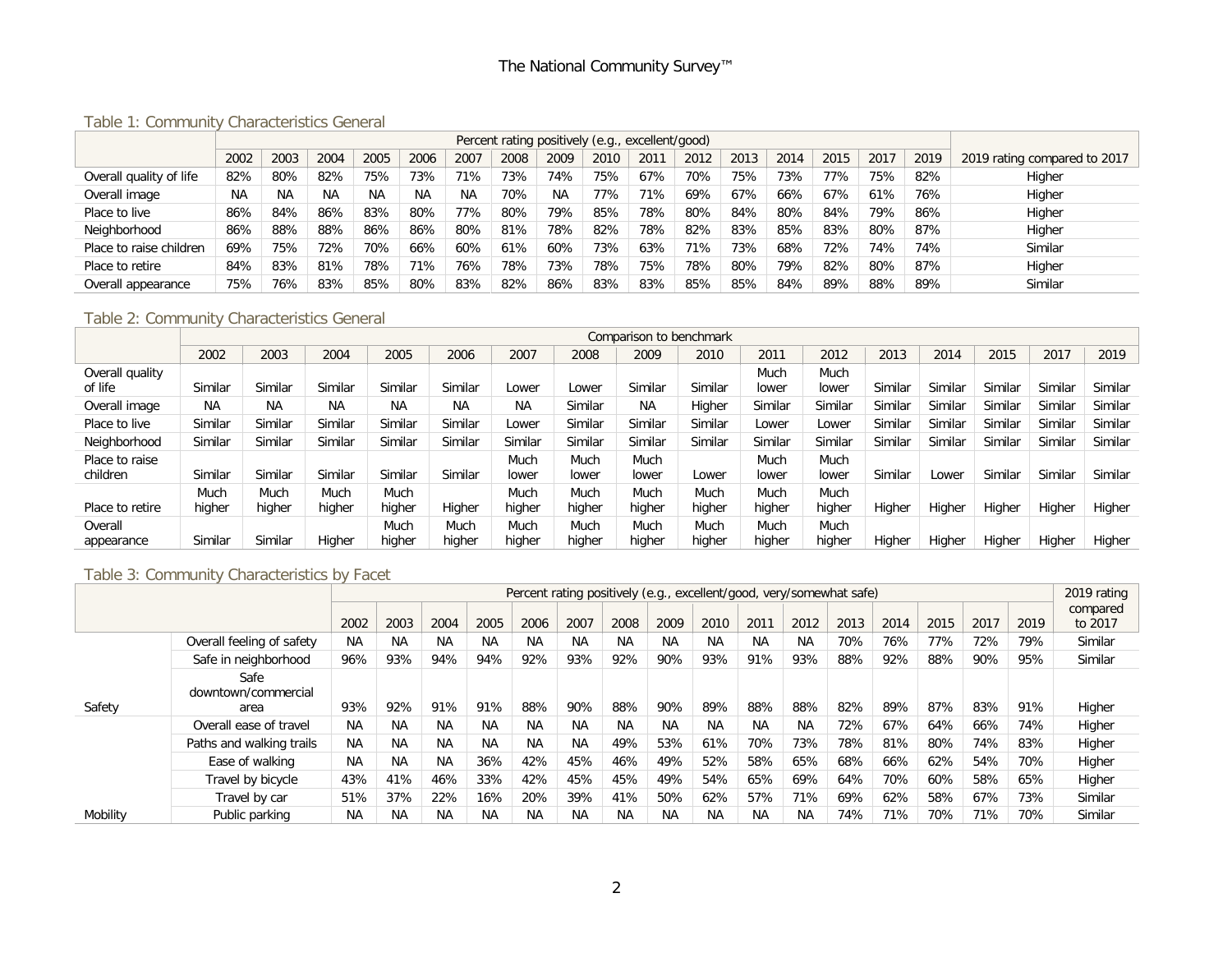### Table 1: Community Characteristics General

| | Percent rating positively (e.g., excellent/good) | | | | | | | | | | | | | | | | |
|---|---|---|---|---|---|---|---|---|---|---|---|---|---|---|---|---|---|
| | 2002 | 2003 | 2004 | 2005 | 2006 | 2007 | 2008 | 2009 | 2010 | 2011 | 2012 | 2013 | 2014 | 2015 | 2017 | 2019 | 2019 rating compared to 2017 |
| Overall quality of life | 82% | 80% | 82% | 75% | 73% | 71% | 73% | 74% | 75% | 67% | 70% | 75% | 73% | 77% | 75% | 82% | Higher |
| Overall image | NA | NA | NA | NA | NA | NA | 70% | NA | 77% | 71% | 69% | 67% | 66% | 67% | 61% | 76% | Higher |
| Place to live | 86% | 84% | 86% | 83% | 80% | 77% | 80% | 79% | 85% | 78% | 80% | 84% | 80% | 84% | 79% | 86% | Higher |
| Neighborhood | 86% | 88% | 88% | 86% | 86% | 80% | 81% | 78% | 82% | 78% | 82% | 83% | 85% | 83% | 80% | 87% | Higher |
| Place to raise children | 69% | 75% | 72% | 70% | 66% | 60% | 61% | 60% | 73% | 63% | 71% | 73% | 68% | 72% | 74% | 74% | Similar |
| Place to retire | 84% | 83% | 81% | 78% | 71% | 76% | 78% | 73% | 78% | 75% | 78% | 80% | 79% | 82% | 80% | 87% | Higher |
| Overall appearance | 75% | 76% | 83% | 85% | 80% | 83% | 82% | 86% | 83% | 83% | 85% | 85% | 84% | 89% | 88% | 89% | Similar |

### Table 2: Community Characteristics General

| | Comparison to benchmark | | | | | | | | | | | | | | | |
|---|---|---|---|---|---|---|---|---|---|---|---|---|---|---|---|---|
| | 2002 | 2003 | 2004 | 2005 | 2006 | 2007 | 2008 | 2009 | 2010 | 2011 | 2012 | 2013 | 2014 | 2015 | 2017 | 2019 |
| Overall quality of life | Similar | Similar | Similar | Similar | Similar | Lower | Lower | Similar | Similar | Much lower | Much lower | Similar | Similar | Similar | Similar | Similar |
| Overall image | NA | NA | NA | NA | NA | NA | Similar | NA | Higher | Similar | Similar | Similar | Similar | Similar | Similar | Similar |
| Place to live | Similar | Similar | Similar | Similar | Similar | Lower | Similar | Similar | Similar | Lower | Lower | Similar | Similar | Similar | Similar | Similar |
| Neighborhood | Similar | Similar | Similar | Similar | Similar | Similar | Similar | Similar | Similar | Similar | Similar | Similar | Similar | Similar | Similar | Similar |
| Place to raise children | Similar | Similar | Similar | Similar | Similar | Much lower | Much lower | Much lower | Lower | Much lower | Much lower | Similar | Lower | Similar | Similar | Similar |
| Place to retire | Much higher | Much higher | Much higher | Much higher | Higher | Much higher | Much higher | Much higher | Much higher | Much higher | Much higher | Higher | Higher | Higher | Higher | Higher |
| Overall appearance | Similar | Similar | Higher | Much higher | Much higher | Much higher | Much higher | Much higher | Much higher | Much higher | Much higher | Higher | Higher | Higher | Higher | Higher |

### Table 3: Community Characteristics by Facet

| | | Percent rating positively (e.g., excellent/good, very/somewhat safe) | | | | | | | | | | | | | | | | 2019 rating compared to 2017 |
|---|---|---|---|---|---|---|---|---|---|---|---|---|---|---|---|---|---|---|
| | | 2002 | 2003 | 2004 | 2005 | 2006 | 2007 | 2008 | 2009 | 2010 | 2011 | 2012 | 2013 | 2014 | 2015 | 2017 | 2019 | |
| Safety | Overall feeling of safety | NA | NA | NA | NA | NA | NA | NA | NA | NA | NA | NA | 70% | 76% | 77% | 72% | 79% | Similar |
| | Safe in neighborhood | 96% | 93% | 94% | 94% | 92% | 93% | 92% | 90% | 93% | 91% | 93% | 88% | 92% | 88% | 90% | 95% | Similar |
| | Safe downtown/commercial area | 93% | 92% | 91% | 91% | 88% | 90% | 88% | 90% | 89% | 88% | 88% | 82% | 89% | 87% | 83% | 91% | Higher |
| Mobility | Overall ease of travel | NA | NA | NA | NA | NA | NA | NA | NA | NA | NA | NA | 72% | 67% | 64% | 66% | 74% | Higher |
| | Paths and walking trails | NA | NA | NA | NA | NA | NA | 49% | 53% | 61% | 70% | 73% | 78% | 81% | 80% | 74% | 83% | Higher |
| | Ease of walking | NA | NA | NA | 36% | 42% | 45% | 46% | 49% | 52% | 58% | 65% | 68% | 66% | 62% | 54% | 70% | Higher |
| | Travel by bicycle | 43% | 41% | 46% | 33% | 42% | 45% | 45% | 49% | 54% | 65% | 69% | 64% | 70% | 60% | 58% | 65% | Higher |
| | Travel by car | 51% | 37% | 22% | 16% | 20% | 39% | 41% | 50% | 62% | 57% | 71% | 69% | 62% | 58% | 67% | 73% | Similar |
| | Public parking | NA | NA | NA | NA | NA | NA | NA | NA | NA | NA | NA | 74% | 71% | 70% | 71% | 70% | Similar |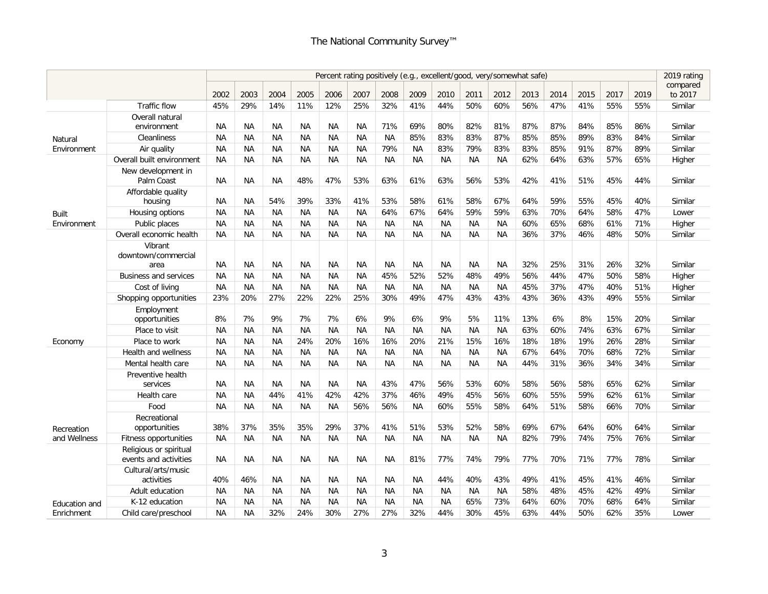# The National Community Survey™

| | | Percent rating positively (e.g., excellent/good, very/somewhat safe) | | | | | | | | | | | | | | | | 2019 rating compared to 2017 |
|---|---|---|---|---|---|---|---|---|---|---|---|---|---|---|---|---|---|---|
| | | 2002 | 2003 | 2004 | 2005 | 2006 | 2007 | 2008 | 2009 | 2010 | 2011 | 2012 | 2013 | 2014 | 2015 | 2017 | 2019 | |
| | Traffic flow | 45% | 29% | 14% | 11% | 12% | 25% | 32% | 41% | 44% | 50% | 60% | 56% | 47% | 41% | 55% | 55% | Similar |
| Natural Environment | Overall natural environment | NA | NA | NA | NA | NA | NA | 71% | 69% | 80% | 82% | 81% | 87% | 87% | 84% | 85% | 86% | Similar |
| | Cleanliness | NA | NA | NA | NA | NA | NA | NA | 85% | 83% | 83% | 87% | 85% | 85% | 89% | 83% | 84% | Similar |
| | Air quality | NA | NA | NA | NA | NA | NA | 79% | NA | 83% | 79% | 83% | 83% | 85% | 91% | 87% | 89% | Similar |
| Built Environment | Overall built environment | NA | NA | NA | NA | NA | NA | NA | NA | NA | NA | NA | 62% | 64% | 63% | 57% | 65% | Higher |
| | New development in Palm Coast | NA | NA | NA | 48% | 47% | 53% | 63% | 61% | 63% | 56% | 53% | 42% | 41% | 51% | 45% | 44% | Similar |
| | Affordable quality housing | NA | NA | 54% | 39% | 33% | 41% | 53% | 58% | 61% | 58% | 67% | 64% | 59% | 55% | 45% | 40% | Similar |
| | Housing options | NA | NA | NA | NA | NA | NA | 64% | 67% | 64% | 59% | 59% | 63% | 70% | 64% | 58% | 47% | Lower |
| | Public places | NA | NA | NA | NA | NA | NA | NA | NA | NA | NA | NA | 60% | 65% | 68% | 61% | 71% | Higher |
| Economy | Overall economic health | NA | NA | NA | NA | NA | NA | NA | NA | NA | NA | NA | 36% | 37% | 46% | 48% | 50% | Similar |
| | Vibrant downtown/commercial area | NA | NA | NA | NA | NA | NA | NA | NA | NA | NA | NA | 32% | 25% | 31% | 26% | 32% | Similar |
| | Business and services | NA | NA | NA | NA | NA | NA | 45% | 52% | 52% | 48% | 49% | 56% | 44% | 47% | 50% | 58% | Higher |
| | Cost of living | NA | NA | NA | NA | NA | NA | NA | NA | NA | NA | NA | 45% | 37% | 47% | 40% | 51% | Higher |
| | Shopping opportunities | 23% | 20% | 27% | 22% | 22% | 25% | 30% | 49% | 47% | 43% | 43% | 43% | 36% | 43% | 49% | 55% | Similar |
| | Employment opportunities | 8% | 7% | 9% | 7% | 7% | 6% | 9% | 6% | 9% | 5% | 11% | 13% | 6% | 8% | 15% | 20% | Similar |
| | Place to visit | NA | NA | NA | NA | NA | NA | NA | NA | NA | NA | NA | 63% | 60% | 74% | 63% | 67% | Similar |
| | Place to work | NA | NA | NA | 24% | 20% | 16% | 16% | 20% | 21% | 15% | 16% | 18% | 18% | 19% | 26% | 28% | Similar |
| Recreation and Wellness | Health and wellness | NA | NA | NA | NA | NA | NA | NA | NA | NA | NA | NA | 67% | 64% | 70% | 68% | 72% | Similar |
| | Mental health care | NA | NA | NA | NA | NA | NA | NA | NA | NA | NA | NA | 44% | 31% | 36% | 34% | 34% | Similar |
| | Preventive health services | NA | NA | NA | NA | NA | NA | 43% | 47% | 56% | 53% | 60% | 58% | 56% | 58% | 65% | 62% | Similar |
| | Health care | NA | NA | 44% | 41% | 42% | 42% | 37% | 46% | 49% | 45% | 56% | 60% | 55% | 59% | 62% | 61% | Similar |
| | Food | NA | NA | NA | NA | NA | 56% | 56% | NA | 60% | 55% | 58% | 64% | 51% | 58% | 66% | 70% | Similar |
| | Recreational opportunities | 38% | 37% | 35% | 35% | 29% | 37% | 41% | 51% | 53% | 52% | 58% | 69% | 67% | 64% | 60% | 64% | Similar |
| | Fitness opportunities | NA | NA | NA | NA | NA | NA | NA | NA | NA | NA | NA | 82% | 79% | 74% | 75% | 76% | Similar |
| Education and Enrichment | Religious or spiritual events and activities | NA | NA | NA | NA | NA | NA | NA | 81% | 77% | 74% | 79% | 77% | 70% | 71% | 77% | 78% | Similar |
| | Cultural/arts/music activities | 40% | 46% | NA | NA | NA | NA | NA | NA | 44% | 40% | 43% | 49% | 41% | 45% | 41% | 46% | Similar |
| | Adult education | NA | NA | NA | NA | NA | NA | NA | NA | NA | NA | NA | 58% | 48% | 45% | 42% | 49% | Similar |
| | K-12 education | NA | NA | NA | NA | NA | NA | NA | NA | NA | 65% | 73% | 64% | 60% | 70% | 68% | 64% | Similar |
| | Child care/preschool | NA | NA | 32% | 24% | 30% | 27% | 27% | 32% | 44% | 30% | 45% | 63% | 44% | 50% | 62% | 35% | Lower |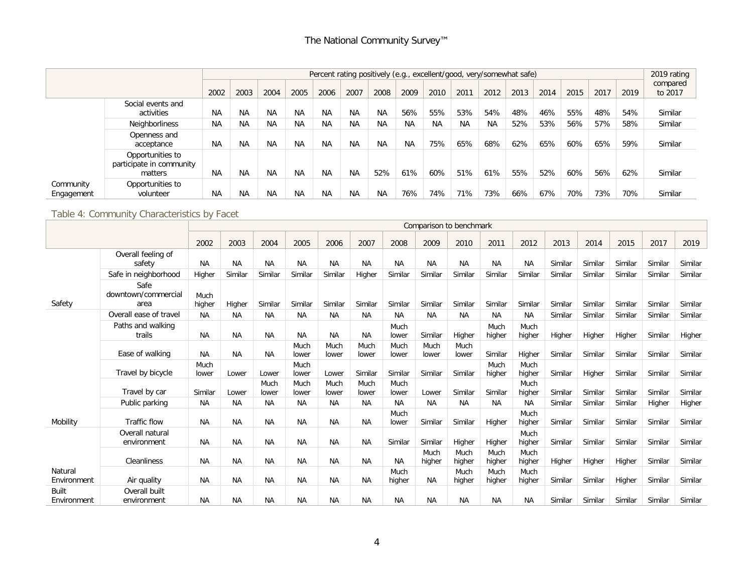| | | Percent rating positively (e.g., excellent/good, very/somewhat safe) | | | | | | | | | | | | | | | | 2019 rating compared to 2017 |
|---|---|---|---|---|---|---|---|---|---|---|---|---|---|---|---|---|---|---|
| | | 2002 | 2003 | 2004 | 2005 | 2006 | 2007 | 2008 | 2009 | 2010 | 2011 | 2012 | 2013 | 2014 | 2015 | 2017 | 2019 | |
| Community Engagement | Social events and activities | NA | NA | NA | NA | NA | NA | NA | 56% | 55% | 53% | 54% | 48% | 46% | 55% | 48% | 54% | Similar |
| | Neighborliness | NA | NA | NA | NA | NA | NA | NA | NA | NA | NA | NA | 52% | 53% | 56% | 57% | 58% | Similar |
| | Openness and acceptance | NA | NA | NA | NA | NA | NA | NA | NA | 75% | 65% | 68% | 62% | 65% | 60% | 65% | 59% | Similar |
| | Opportunities to participate in community matters | NA | NA | NA | NA | NA | NA | 52% | 61% | 60% | 51% | 61% | 55% | 52% | 60% | 56% | 62% | Similar |
| | Opportunities to volunteer | NA | NA | NA | NA | NA | NA | NA | 76% | 74% | 71% | 73% | 66% | 67% | 70% | 73% | 70% | Similar |

## Table 4: Community Characteristics by Facet

| | | Comparison to benchmark | | | | | | | | | | | | | | | |
|---|---|---|---|---|---|---|---|---|---|---|---|---|---|---|---|---|---|
| | | 2002 | 2003 | 2004 | 2005 | 2006 | 2007 | 2008 | 2009 | 2010 | 2011 | 2012 | 2013 | 2014 | 2015 | 2017 | 2019 |
| Safety | Overall feeling of safety | NA | NA | NA | NA | NA | NA | NA | NA | NA | NA | NA | Similar | Similar | Similar | Similar | Similar |
| | Safe in neighborhood | Higher | Similar | Similar | Similar | Similar | Higher | Similar | Similar | Similar | Similar | Similar | Similar | Similar | Similar | Similar | Similar |
| | Safe downtown/commercial area | Much higher | Higher | Similar | Similar | Similar | Similar | Similar | Similar | Similar | Similar | Similar | Similar | Similar | Similar | Similar | Similar |
| Mobility | Overall ease of travel | NA | NA | NA | NA | NA | NA | NA | NA | NA | NA | NA | Similar | Similar | Similar | Similar | Similar |
| | Paths and walking trails | NA | NA | NA | NA | NA | NA | Much lower | Similar | Higher | Much higher | Much higher | Higher | Higher | Higher | Similar | Higher |
| | Ease of walking | NA | NA | NA | Much lower | Much lower | Much lower | Much lower | Much lower | Much lower | Similar | Higher | Similar | Similar | Similar | Similar | Similar |
| | Travel by bicycle | Much lower | Lower | Lower | Much lower | Lower | Similar | Similar | Similar | Similar | Much higher | Much higher | Similar | Higher | Similar | Similar | Similar |
| | Travel by car | Similar | Lower | Much lower | Much lower | Much lower | Much lower | Much lower | Lower | Similar | Similar | Much higher | Similar | Similar | Similar | Similar | Similar |
| | Public parking | NA | NA | NA | NA | NA | NA | NA | NA | NA | NA | NA | Similar | Similar | Similar | Higher | Higher |
| | Traffic flow | NA | NA | NA | NA | NA | NA | Much lower | Similar | Similar | Higher | Much higher | Similar | Similar | Similar | Similar | Similar |
| Natural Environment | Overall natural environment | NA | NA | NA | NA | NA | NA | Similar | Similar | Higher | Higher | Much higher | Similar | Similar | Similar | Similar | Similar |
| | Cleanliness | NA | NA | NA | NA | NA | NA | NA | Much higher | Much higher | Much higher | Much higher | Higher | Higher | Higher | Similar | Similar |
| | Air quality | NA | NA | NA | NA | NA | NA | Much higher | NA | Much higher | Much higher | Much higher | Similar | Similar | Higher | Similar | Similar |
| Built Environment | Overall built environment | NA | NA | NA | NA | NA | NA | NA | NA | NA | NA | NA | Similar | Similar | Similar | Similar | Similar |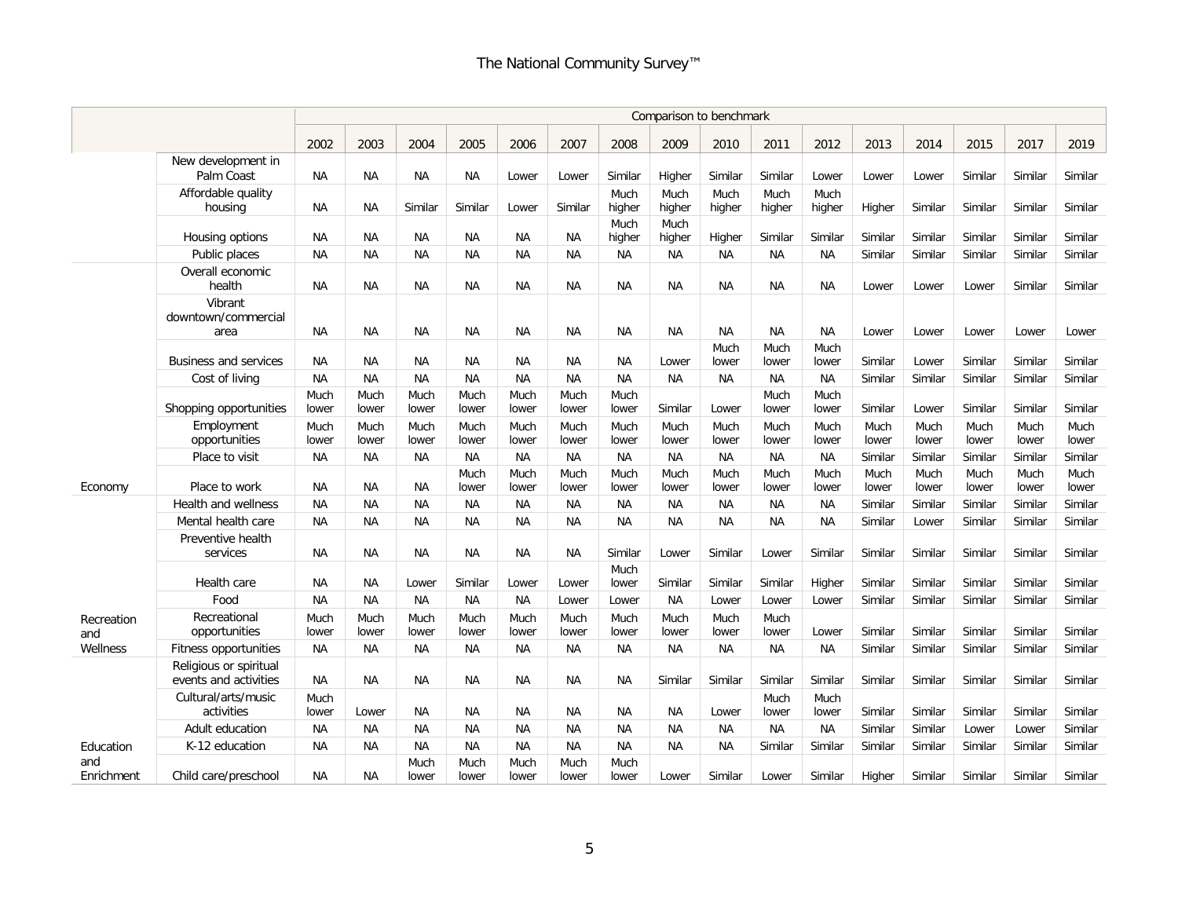|  |  | Comparison to benchmark |  |  |  |  |  |  |  |  |  |  |  |  |  |  |  |
|---|---|---|---|---|---|---|---|---|---|---|---|---|---|---|---|---|---|
|  |  | 2002 | 2003 | 2004 | 2005 | 2006 | 2007 | 2008 | 2009 | 2010 | 2011 | 2012 | 2013 | 2014 | 2015 | 2017 | 2019 |
|  | New development in Palm Coast | NA | NA | NA | NA | Lower | Lower | Similar | Higher | Similar | Similar | Lower | Lower | Lower | Similar | Similar | Similar |
|  | Affordable quality housing | NA | NA | Similar | Similar | Lower | Similar | Much higher | Much higher | Much higher | Much higher | Much higher | Higher | Similar | Similar | Similar | Similar |
|  | Housing options | NA | NA | NA | NA | NA | NA | Much higher | Much higher | Higher | Similar | Similar | Similar | Similar | Similar | Similar | Similar |
|  | Public places | NA | NA | NA | NA | NA | NA | NA | NA | NA | NA | NA | Similar | Similar | Similar | Similar | Similar |
| Economy | Overall economic health | NA | NA | NA | NA | NA | NA | NA | NA | NA | NA | NA | Lower | Lower | Lower | Similar | Similar |
|  | Vibrant downtown/commercial area | NA | NA | NA | NA | NA | NA | NA | NA | NA | NA | NA | Lower | Lower | Lower | Lower | Lower |
|  | Business and services | NA | NA | NA | NA | NA | NA | NA | Lower | Much lower | Much lower | Much lower | Similar | Lower | Similar | Similar | Similar |
|  | Cost of living | NA | NA | NA | NA | NA | NA | NA | NA | NA | NA | NA | Similar | Similar | Similar | Similar | Similar |
|  | Shopping opportunities | Much lower | Much lower | Much lower | Much lower | Much lower | Much lower | Much lower | Similar | Lower | Much lower | Much lower | Similar | Lower | Similar | Similar | Similar |
|  | Employment opportunities | Much lower | Much lower | Much lower | Much lower | Much lower | Much lower | Much lower | Much lower | Much lower | Much lower | Much lower | Much lower | Much lower | Much lower | Much lower | Much lower |
|  | Place to visit | NA | NA | NA | NA | NA | NA | NA | NA | NA | NA | NA | Similar | Similar | Similar | Similar | Similar |
|  | Place to work | NA | NA | NA | Much lower | Much lower | Much lower | Much lower | Much lower | Much lower | Much lower | Much lower | Much lower | Much lower | Much lower | Much lower | Much lower |
| Recreation and Wellness | Health and wellness | NA | NA | NA | NA | NA | NA | NA | NA | NA | NA | NA | Similar | Similar | Similar | Similar | Similar |
|  | Mental health care | NA | NA | NA | NA | NA | NA | NA | NA | NA | NA | NA | Similar | Lower | Similar | Similar | Similar |
|  | Preventive health services | NA | NA | NA | NA | NA | NA | Similar | Lower | Similar | Lower | Similar | Similar | Similar | Similar | Similar | Similar |
|  | Health care | NA | NA | Lower | Similar | Lower | Lower | Much lower | Similar | Similar | Similar | Higher | Similar | Similar | Similar | Similar | Similar |
|  | Food | NA | NA | NA | NA | NA | Lower | Lower | NA | Lower | Lower | Lower | Similar | Similar | Similar | Similar | Similar |
|  | Recreational opportunities | Much lower | Much lower | Much lower | Much lower | Much lower | Much lower | Much lower | Much lower | Much lower | Much lower | Lower | Similar | Similar | Similar | Similar | Similar |
|  | Fitness opportunities | NA | NA | NA | NA | NA | NA | NA | NA | NA | NA | NA | Similar | Similar | Similar | Similar | Similar |
| Education and Enrichment | Religious or spiritual events and activities | NA | NA | NA | NA | NA | NA | NA | Similar | Similar | Similar | Similar | Similar | Similar | Similar | Similar | Similar |
|  | Cultural/arts/music activities | Much lower | Lower | NA | NA | NA | NA | NA | NA | Lower | Much lower | Much lower | Similar | Similar | Similar | Similar | Similar |
|  | Adult education | NA | NA | NA | NA | NA | NA | NA | NA | NA | NA | NA | Similar | Similar | Lower | Lower | Similar |
|  | K-12 education | NA | NA | NA | NA | NA | NA | NA | NA | NA | Similar | Similar | Similar | Similar | Similar | Similar | Similar |
|  | Child care/preschool | NA | NA | Much lower | Much lower | Much lower | Much lower | Much lower | Lower | Similar | Lower | Similar | Higher | Similar | Similar | Similar | Similar |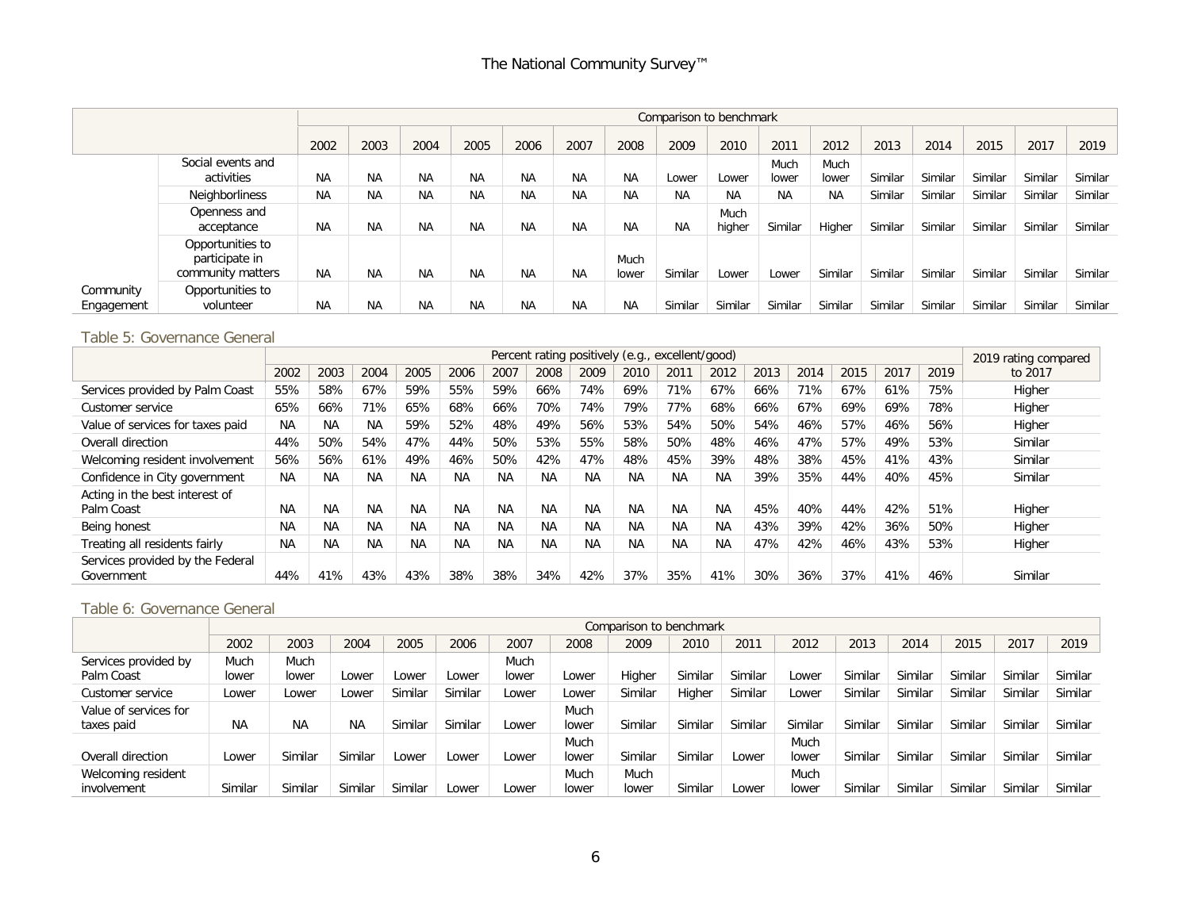|  |  | Comparison to benchmark | | | | | | | | | | | | | | | |
|---|---|---|---|---|---|---|---|---|---|---|---|---|---|---|---|---|---|
|  |  | 2002 | 2003 | 2004 | 2005 | 2006 | 2007 | 2008 | 2009 | 2010 | 2011 | 2012 | 2013 | 2014 | 2015 | 2017 | 2019 |
| Community Engagement | Social events and activities | NA | NA | NA | NA | NA | NA | NA | Lower | Lower | Much lower | Much lower | Similar | Similar | Similar | Similar | Similar |
|  | Neighborliness | NA | NA | NA | NA | NA | NA | NA | NA | NA | NA | NA | Similar | Similar | Similar | Similar | Similar |
|  | Openness and acceptance | NA | NA | NA | NA | NA | NA | NA | NA | Much higher | Similar | Higher | Similar | Similar | Similar | Similar | Similar |
|  | Opportunities to participate in community matters | NA | NA | NA | NA | NA | NA | Much lower | Similar | Lower | Lower | Similar | Similar | Similar | Similar | Similar | Similar |
|  | Opportunities to volunteer | NA | NA | NA | NA | NA | NA | NA | Similar | Similar | Similar | Similar | Similar | Similar | Similar | Similar | Similar |

## Table 5: Governance General

|  | Percent rating positively (e.g., excellent/good) | | | | | | | | | | | | | | | | 2019 rating compared to 2017 |
|---|---|---|---|---|---|---|---|---|---|---|---|---|---|---|---|---|---|
|  | 2002 | 2003 | 2004 | 2005 | 2006 | 2007 | 2008 | 2009 | 2010 | 2011 | 2012 | 2013 | 2014 | 2015 | 2017 | 2019 |  |
| Services provided by Palm Coast | 55% | 58% | 67% | 59% | 55% | 59% | 66% | 74% | 69% | 71% | 67% | 66% | 71% | 67% | 61% | 75% | Higher |
| Customer service | 65% | 66% | 71% | 65% | 68% | 66% | 70% | 74% | 79% | 77% | 68% | 66% | 67% | 69% | 69% | 78% | Higher |
| Value of services for taxes paid | NA | NA | NA | 59% | 52% | 48% | 49% | 56% | 53% | 54% | 50% | 54% | 46% | 57% | 46% | 56% | Higher |
| Overall direction | 44% | 50% | 54% | 47% | 44% | 50% | 53% | 55% | 58% | 50% | 48% | 46% | 47% | 57% | 49% | 53% | Similar |
| Welcoming resident involvement | 56% | 56% | 61% | 49% | 46% | 50% | 42% | 47% | 48% | 45% | 39% | 48% | 38% | 45% | 41% | 43% | Similar |
| Confidence in City government | NA | NA | NA | NA | NA | NA | NA | NA | NA | NA | NA | 39% | 35% | 44% | 40% | 45% | Similar |
| Acting in the best interest of Palm Coast | NA | NA | NA | NA | NA | NA | NA | NA | NA | NA | NA | 45% | 40% | 44% | 42% | 51% | Higher |
| Being honest | NA | NA | NA | NA | NA | NA | NA | NA | NA | NA | NA | 43% | 39% | 42% | 36% | 50% | Higher |
| Treating all residents fairly | NA | NA | NA | NA | NA | NA | NA | NA | NA | NA | NA | 47% | 42% | 46% | 43% | 53% | Higher |
| Services provided by the Federal Government | 44% | 41% | 43% | 43% | 38% | 38% | 34% | 42% | 37% | 35% | 41% | 30% | 36% | 37% | 41% | 46% | Similar |

## Table 6: Governance General

|  | Comparison to benchmark | | | | | | | | | | | | | | | |
|---|---|---|---|---|---|---|---|---|---|---|---|---|---|---|---|---|
|  | 2002 | 2003 | 2004 | 2005 | 2006 | 2007 | 2008 | 2009 | 2010 | 2011 | 2012 | 2013 | 2014 | 2015 | 2017 | 2019 |
| Services provided by Palm Coast | Much lower | Much lower | Lower | Lower | Lower | Much lower | Lower | Higher | Similar | Similar | Lower | Similar | Similar | Similar | Similar | Similar |
| Customer service | Lower | Lower | Lower | Similar | Similar | Lower | Lower | Similar | Higher | Similar | Lower | Similar | Similar | Similar | Similar | Similar |
| Value of services for taxes paid | NA | NA | NA | Similar | Similar | Lower | Much lower | Similar | Similar | Similar | Similar | Similar | Similar | Similar | Similar | Similar |
| Overall direction | Lower | Similar | Similar | Lower | Lower | Lower | Much lower | Similar | Similar | Lower | Much lower | Similar | Similar | Similar | Similar | Similar |
| Welcoming resident involvement | Similar | Similar | Similar | Similar | Lower | Lower | Much lower | Much lower | Similar | Lower | Much lower | Similar | Similar | Similar | Similar | Similar |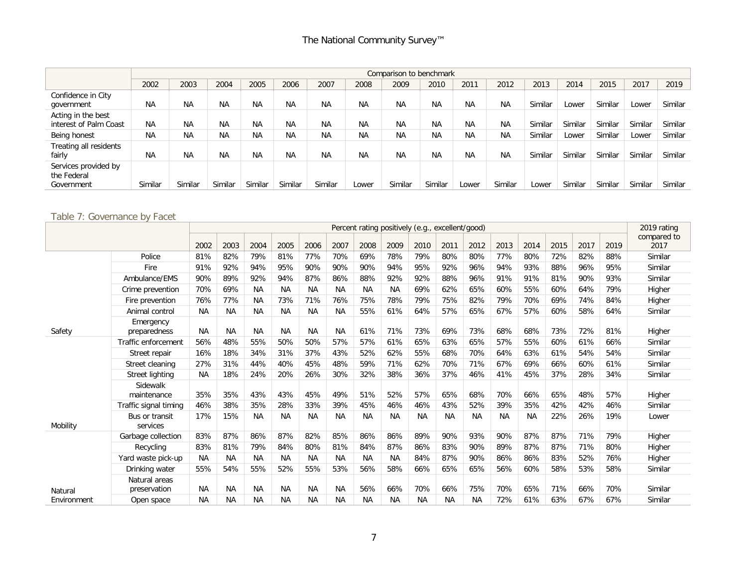|  | Comparison to benchmark | | | | | | | | | | | | | | | |
|---|---|---|---|---|---|---|---|---|---|---|---|---|---|---|---|---|
|  | 2002 | 2003 | 2004 | 2005 | 2006 | 2007 | 2008 | 2009 | 2010 | 2011 | 2012 | 2013 | 2014 | 2015 | 2017 | 2019 |
| Confidence in City government | NA | NA | NA | NA | NA | NA | NA | NA | NA | NA | NA | Similar | Lower | Similar | Lower | Similar |
| Acting in the best interest of Palm Coast | NA | NA | NA | NA | NA | NA | NA | NA | NA | NA | NA | Similar | Similar | Similar | Similar | Similar |
| Being honest | NA | NA | NA | NA | NA | NA | NA | NA | NA | NA | NA | Similar | Lower | Similar | Lower | Similar |
| Treating all residents fairly | NA | NA | NA | NA | NA | NA | NA | NA | NA | NA | NA | Similar | Similar | Similar | Similar | Similar |
| Services provided by the Federal Government | Similar | Similar | Similar | Similar | Similar | Similar | Lower | Similar | Similar | Lower | Similar | Lower | Similar | Similar | Similar | Similar |

## Table 7: Governance by Facet

|  |  | Percent rating positively (e.g., excellent/good) | | | | | | | | | | | | | | | | 2019 rating compared to 2017 |
|---|---|---|---|---|---|---|---|---|---|---|---|---|---|---|---|---|---|---|
|  |  | 2002 | 2003 | 2004 | 2005 | 2006 | 2007 | 2008 | 2009 | 2010 | 2011 | 2012 | 2013 | 2014 | 2015 | 2017 | 2019 |  |
| Safety | Police | 81% | 82% | 79% | 81% | 77% | 70% | 69% | 78% | 79% | 80% | 80% | 77% | 80% | 72% | 82% | 88% | Similar |
|  | Fire | 91% | 92% | 94% | 95% | 90% | 90% | 90% | 94% | 95% | 92% | 96% | 94% | 93% | 88% | 96% | 95% | Similar |
|  | Ambulance/EMS | 90% | 89% | 92% | 94% | 87% | 86% | 88% | 92% | 92% | 88% | 96% | 91% | 91% | 81% | 90% | 93% | Similar |
|  | Crime prevention | 70% | 69% | NA | NA | NA | NA | NA | NA | 69% | 62% | 65% | 60% | 55% | 60% | 64% | 79% | Higher |
|  | Fire prevention | 76% | 77% | NA | 73% | 71% | 76% | 75% | 78% | 79% | 75% | 82% | 79% | 70% | 69% | 74% | 84% | Higher |
|  | Animal control | NA | NA | NA | NA | NA | NA | 55% | 61% | 64% | 57% | 65% | 67% | 57% | 60% | 58% | 64% | Similar |
|  | Emergency preparedness | NA | NA | NA | NA | NA | NA | 61% | 71% | 73% | 69% | 73% | 68% | 68% | 73% | 72% | 81% | Higher |
| Mobility | Traffic enforcement | 56% | 48% | 55% | 50% | 50% | 57% | 57% | 61% | 65% | 63% | 65% | 57% | 55% | 60% | 61% | 66% | Similar |
|  | Street repair | 16% | 18% | 34% | 31% | 37% | 43% | 52% | 62% | 55% | 68% | 70% | 64% | 63% | 61% | 54% | 54% | Similar |
|  | Street cleaning | 27% | 31% | 44% | 40% | 45% | 48% | 59% | 71% | 62% | 70% | 71% | 67% | 69% | 66% | 60% | 61% | Similar |
|  | Street lighting | NA | 18% | 24% | 20% | 26% | 30% | 32% | 38% | 36% | 37% | 46% | 41% | 45% | 37% | 28% | 34% | Similar |
|  | Sidewalk maintenance | 35% | 35% | 43% | 43% | 45% | 49% | 51% | 52% | 57% | 65% | 68% | 70% | 66% | 65% | 48% | 57% | Higher |
|  | Traffic signal timing | 46% | 38% | 35% | 28% | 33% | 39% | 45% | 46% | 46% | 43% | 52% | 39% | 35% | 42% | 42% | 46% | Similar |
|  | Bus or transit services | 17% | 15% | NA | NA | NA | NA | NA | NA | NA | NA | NA | NA | NA | 22% | 26% | 19% | Lower |
| Natural Environment | Garbage collection | 83% | 87% | 86% | 87% | 82% | 85% | 86% | 86% | 89% | 90% | 93% | 90% | 87% | 87% | 71% | 79% | Higher |
|  | Recycling | 83% | 81% | 79% | 84% | 80% | 81% | 84% | 87% | 86% | 83% | 90% | 89% | 87% | 87% | 71% | 80% | Higher |
|  | Yard waste pick-up | NA | NA | NA | NA | NA | NA | NA | NA | 84% | 87% | 90% | 86% | 86% | 83% | 52% | 76% | Higher |
|  | Drinking water | 55% | 54% | 55% | 52% | 55% | 53% | 56% | 58% | 66% | 65% | 65% | 56% | 60% | 58% | 53% | 58% | Similar |
|  | Natural areas preservation | NA | NA | NA | NA | NA | NA | 56% | 66% | 70% | 66% | 75% | 70% | 65% | 71% | 66% | 70% | Similar |
|  | Open space | NA | NA | NA | NA | NA | NA | NA | NA | NA | NA | NA | 72% | 61% | 63% | 67% | 67% | Similar |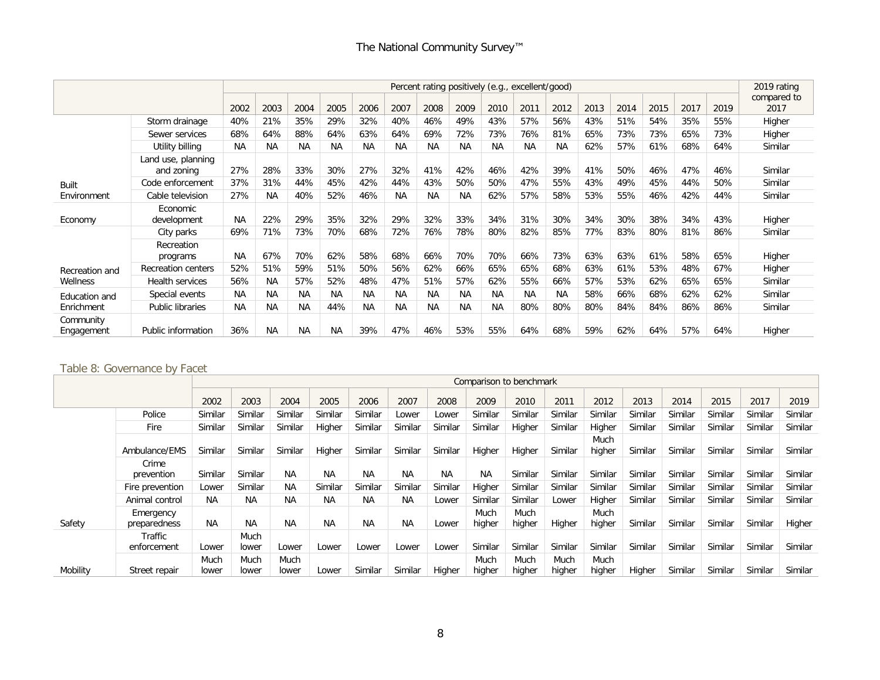| | | Percent rating positively (e.g., excellent/good) | | | | | | | | | | | | | | | | 2019 rating compared to 2017 |
|---|---|---|---|---|---|---|---|---|---|---|---|---|---|---|---|---|---|---|
| | | 2002 | 2003 | 2004 | 2005 | 2006 | 2007 | 2008 | 2009 | 2010 | 2011 | 2012 | 2013 | 2014 | 2015 | 2017 | 2019 | |
| Built Environment | Storm drainage | 40% | 21% | 35% | 29% | 32% | 40% | 46% | 49% | 43% | 57% | 56% | 43% | 51% | 54% | 35% | 55% | Higher |
| | Sewer services | 68% | 64% | 88% | 64% | 63% | 64% | 69% | 72% | 73% | 76% | 81% | 65% | 73% | 73% | 65% | 73% | Higher |
| | Utility billing | NA | NA | NA | NA | NA | NA | NA | NA | NA | NA | NA | 62% | 57% | 61% | 68% | 64% | Similar |
| | Land use, planning and zoning | 27% | 28% | 33% | 30% | 27% | 32% | 41% | 42% | 46% | 42% | 39% | 41% | 50% | 46% | 47% | 46% | Similar |
| | Code enforcement | 37% | 31% | 44% | 45% | 42% | 44% | 43% | 50% | 50% | 47% | 55% | 43% | 49% | 45% | 44% | 50% | Similar |
| | Cable television | 27% | NA | 40% | 52% | 46% | NA | NA | NA | 62% | 57% | 58% | 53% | 55% | 46% | 42% | 44% | Similar |
| Economy | Economic development | NA | 22% | 29% | 35% | 32% | 29% | 32% | 33% | 34% | 31% | 30% | 34% | 30% | 38% | 34% | 43% | Higher |
| Recreation and Wellness | City parks | 69% | 71% | 73% | 70% | 68% | 72% | 76% | 78% | 80% | 82% | 85% | 77% | 83% | 80% | 81% | 86% | Similar |
| | Recreation programs | NA | 67% | 70% | 62% | 58% | 68% | 66% | 70% | 70% | 66% | 73% | 63% | 63% | 61% | 58% | 65% | Higher |
| | Recreation centers | 52% | 51% | 59% | 51% | 50% | 56% | 62% | 66% | 65% | 65% | 68% | 63% | 61% | 53% | 48% | 67% | Higher |
| | Health services | 56% | NA | 57% | 52% | 48% | 47% | 51% | 57% | 62% | 55% | 66% | 57% | 53% | 62% | 65% | 65% | Similar |
| Education and Enrichment | Special events | NA | NA | NA | NA | NA | NA | NA | NA | NA | NA | NA | 58% | 66% | 68% | 62% | 62% | Similar |
| | Public libraries | NA | NA | NA | 44% | NA | NA | NA | NA | NA | 80% | 80% | 80% | 84% | 84% | 86% | 86% | Similar |
| Community Engagement | Public information | 36% | NA | NA | NA | 39% | 47% | 46% | 53% | 55% | 64% | 68% | 59% | 62% | 64% | 57% | 64% | Higher |

## Table 8: Governance by Facet

| | | Comparison to benchmark | | | | | | | | | | | | | | | |
|---|---|---|---|---|---|---|---|---|---|---|---|---|---|---|---|---|---|
| | | 2002 | 2003 | 2004 | 2005 | 2006 | 2007 | 2008 | 2009 | 2010 | 2011 | 2012 | 2013 | 2014 | 2015 | 2017 | 2019 |
| Safety | Police | Similar | Similar | Similar | Similar | Similar | Lower | Lower | Similar | Similar | Similar | Similar | Similar | Similar | Similar | Similar | Similar |
| | Fire | Similar | Similar | Similar | Higher | Similar | Similar | Similar | Similar | Higher | Similar | Higher | Similar | Similar | Similar | Similar | Similar |
| | Ambulance/EMS | Similar | Similar | Similar | Higher | Similar | Similar | Similar | Higher | Higher | Similar | Much higher | Similar | Similar | Similar | Similar | Similar |
| | Crime prevention | Similar | Similar | NA | NA | NA | NA | NA | NA | Similar | Similar | Similar | Similar | Similar | Similar | Similar | Similar |
| | Fire prevention | Lower | Similar | NA | Similar | Similar | Similar | Similar | Higher | Similar | Similar | Similar | Similar | Similar | Similar | Similar | Similar |
| | Animal control | NA | NA | NA | NA | NA | NA | Lower | Similar | Similar | Lower | Higher | Similar | Similar | Similar | Similar | Similar |
| | Emergency preparedness | NA | NA | NA | NA | NA | NA | Lower | Much higher | Much higher | Higher | Much higher | Similar | Similar | Similar | Similar | Higher |
| Mobility | Traffic enforcement | Lower | Much lower | Lower | Lower | Lower | Lower | Lower | Similar | Similar | Similar | Similar | Similar | Similar | Similar | Similar | Similar |
| | Street repair | Much lower | Much lower | Much lower | Lower | Similar | Similar | Higher | Much higher | Much higher | Much higher | Much higher | Higher | Similar | Similar | Similar | Similar |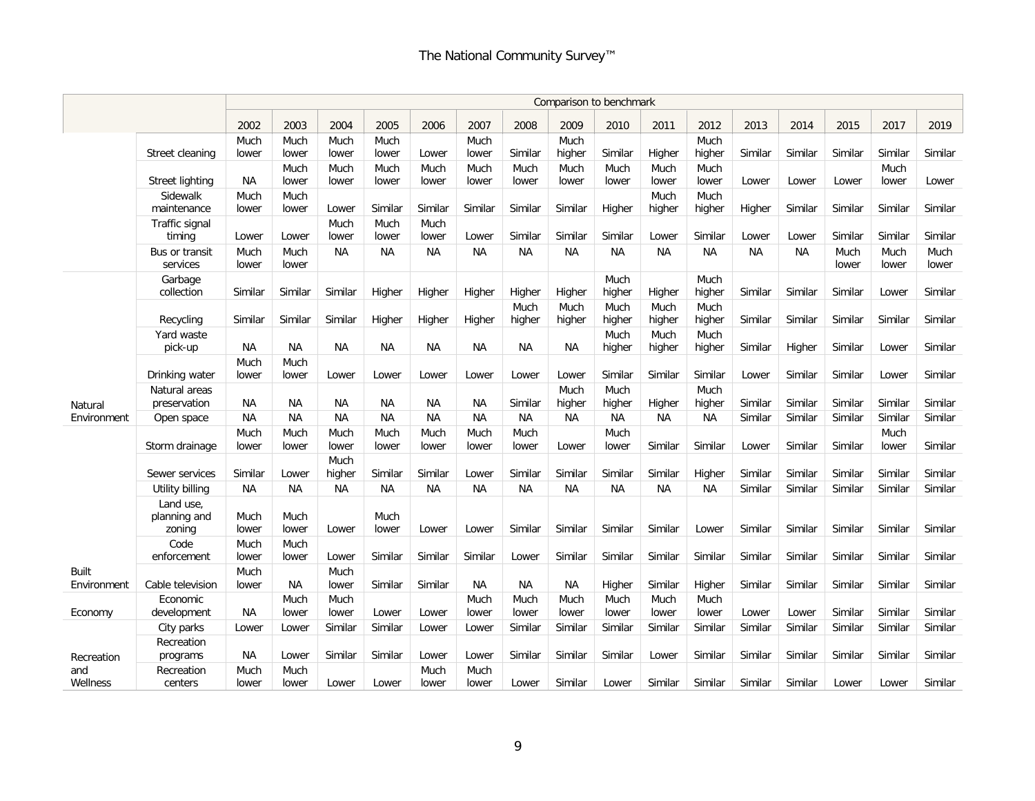| | | Comparison to benchmark | | | | | | | | | | | | | | | |
|---|---|---|---|---|---|---|---|---|---|---|---|---|---|---|---|---|---|
| | | 2002 | 2003 | 2004 | 2005 | 2006 | 2007 | 2008 | 2009 | 2010 | 2011 | 2012 | 2013 | 2014 | 2015 | 2017 | 2019 |
| | Street cleaning | Much lower | Much lower | Much lower | Much lower | Lower | Much lower | Similar | Much higher | Similar | Higher | Much higher | Similar | Similar | Similar | Similar | Similar |
| | Street lighting | NA | Much lower | Much lower | Much lower | Much lower | Much lower | Much lower | Much lower | Much lower | Much lower | Much lower | Lower | Lower | Lower | Much lower | Lower |
| | Sidewalk maintenance | Much lower | Much lower | Lower | Similar | Similar | Similar | Similar | Similar | Higher | Much higher | Much higher | Higher | Similar | Similar | Similar | Similar |
| | Traffic signal timing | Lower | Lower | Much lower | Much lower | Much lower | Lower | Similar | Similar | Similar | Lower | Similar | Lower | Lower | Similar | Similar | Similar |
| | Bus or transit services | Much lower | Much lower | NA | NA | NA | NA | NA | NA | NA | NA | NA | NA | NA | Much lower | Much lower | Much lower |
| | Garbage collection | Similar | Similar | Similar | Higher | Higher | Higher | Higher | Higher | Much higher | Higher | Much higher | Similar | Similar | Similar | Lower | Similar |
| | Recycling | Similar | Similar | Similar | Higher | Higher | Higher | Much higher | Much higher | Much higher | Much higher | Much higher | Similar | Similar | Similar | Similar | Similar |
| | Yard waste pick-up | NA | NA | NA | NA | NA | NA | NA | NA | Much higher | Much higher | Much higher | Similar | Higher | Similar | Lower | Similar |
| | Drinking water | Much lower | Much lower | Lower | Lower | Lower | Lower | Lower | Lower | Similar | Similar | Similar | Lower | Similar | Similar | Lower | Similar |
| Natural Environment | Natural areas preservation | NA | NA | NA | NA | NA | NA | Similar | Much higher | Much higher | Higher | Much higher | Similar | Similar | Similar | Similar | Similar |
| | Open space | NA | NA | NA | NA | NA | NA | NA | NA | NA | NA | NA | Similar | Similar | Similar | Similar | Similar |
| | Storm drainage | Much lower | Much lower | Much lower | Much lower | Much lower | Much lower | Much lower | Lower | Much lower | Similar | Similar | Lower | Similar | Similar | Much lower | Similar |
| | Sewer services | Similar | Lower | Much higher | Similar | Similar | Lower | Similar | Similar | Similar | Similar | Higher | Similar | Similar | Similar | Similar | Similar |
| | Utility billing | NA | NA | NA | NA | NA | NA | NA | NA | NA | NA | NA | Similar | Similar | Similar | Similar | Similar |
| | Land use, planning and zoning | Much lower | Much lower | Lower | Much lower | Lower | Lower | Similar | Similar | Similar | Similar | Lower | Similar | Similar | Similar | Similar | Similar |
| | Code enforcement | Much lower | Much lower | Lower | Similar | Similar | Similar | Lower | Similar | Similar | Similar | Similar | Similar | Similar | Similar | Similar | Similar |
| Built Environment | Cable television | Much lower | NA | Much lower | Similar | Similar | NA | NA | NA | Higher | Similar | Higher | Similar | Similar | Similar | Similar | Similar |
| Economy | Economic development | NA | Much lower | Much lower | Lower | Lower | Much lower | Much lower | Much lower | Much lower | Much lower | Much lower | Lower | Lower | Similar | Similar | Similar |
| | City parks | Lower | Lower | Similar | Similar | Lower | Lower | Similar | Similar | Similar | Similar | Similar | Similar | Similar | Similar | Similar | Similar |
| Recreation and Wellness | Recreation programs | NA | Lower | Similar | Similar | Lower | Lower | Similar | Similar | Similar | Lower | Similar | Similar | Similar | Similar | Similar | Similar |
| | Recreation centers | Much lower | Much lower | Lower | Lower | Much lower | Much lower | Lower | Similar | Lower | Similar | Similar | Similar | Similar | Lower | Lower | Similar |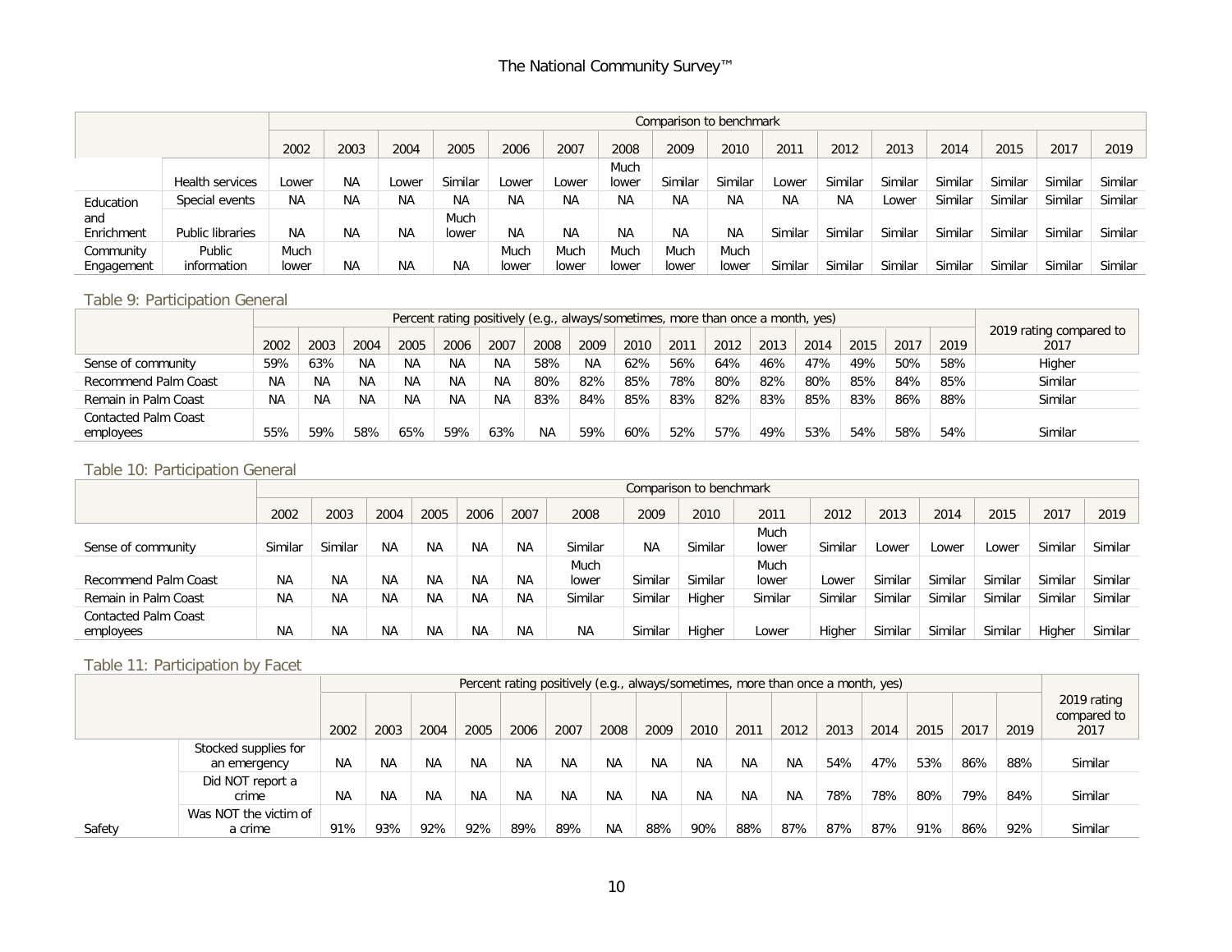|  |  | Comparison to benchmark | | | | | | | | | | | | | | | |
|---|---|---|---|---|---|---|---|---|---|---|---|---|---|---|---|---|---|
|  |  | 2002 | 2003 | 2004 | 2005 | 2006 | 2007 | 2008 | 2009 | 2010 | 2011 | 2012 | 2013 | 2014 | 2015 | 2017 | 2019 |
|  | Health services | Lower | NA | Lower | Similar | Lower | Lower | Much lower | Similar | Similar | Lower | Similar | Similar | Similar | Similar | Similar | Similar |
| Education and Enrichment | Special events | NA | NA | NA | NA | NA | NA | NA | NA | NA | NA | NA | Lower | Similar | Similar | Similar | Similar |
|  | Public libraries | NA | NA | NA | Much lower | NA | NA | NA | NA | NA | Similar | Similar | Similar | Similar | Similar | Similar | Similar |
| Community Engagement | Public information | Much lower | NA | NA | NA | Much lower | Much lower | Much lower | Much lower | Much lower | Similar | Similar | Similar | Similar | Similar | Similar | Similar |

## Table 9: Participation General

|  | Percent rating positively (e.g., always/sometimes, more than once a month, yes) | | | | | | | | | | | | | | | | 2019 rating compared to 2017 |
|---|---|---|---|---|---|---|---|---|---|---|---|---|---|---|---|---|---|
|  | 2002 | 2003 | 2004 | 2005 | 2006 | 2007 | 2008 | 2009 | 2010 | 2011 | 2012 | 2013 | 2014 | 2015 | 2017 | 2019 |  |
| Sense of community | 59% | 63% | NA | NA | NA | NA | 58% | NA | 62% | 56% | 64% | 46% | 47% | 49% | 50% | 58% | Higher |
| Recommend Palm Coast | NA | NA | NA | NA | NA | NA | 80% | 82% | 85% | 78% | 80% | 82% | 80% | 85% | 84% | 85% | Similar |
| Remain in Palm Coast | NA | NA | NA | NA | NA | NA | 83% | 84% | 85% | 83% | 82% | 83% | 85% | 83% | 86% | 88% | Similar |
| Contacted Palm Coast employees | 55% | 59% | 58% | 65% | 59% | 63% | NA | 59% | 60% | 52% | 57% | 49% | 53% | 54% | 58% | 54% | Similar |

## Table 10: Participation General

|  | Comparison to benchmark | | | | | | | | | | | | | | | |
|---|---|---|---|---|---|---|---|---|---|---|---|---|---|---|---|---|
|  | 2002 | 2003 | 2004 | 2005 | 2006 | 2007 | 2008 | 2009 | 2010 | 2011 | 2012 | 2013 | 2014 | 2015 | 2017 | 2019 |
| Sense of community | Similar | Similar | NA | NA | NA | NA | Similar | NA | Similar | Much lower | Similar | Lower | Lower | Lower | Similar | Similar |
| Recommend Palm Coast | NA | NA | NA | NA | NA | NA | Much lower | Similar | Similar | Much lower | Lower | Similar | Similar | Similar | Similar | Similar |
| Remain in Palm Coast | NA | NA | NA | NA | NA | NA | Similar | Similar | Higher | Similar | Similar | Similar | Similar | Similar | Similar | Similar |
| Contacted Palm Coast employees | NA | NA | NA | NA | NA | NA | NA | Similar | Higher | Lower | Higher | Similar | Similar | Similar | Higher | Similar |

## Table 11: Participation by Facet

|  |  | Percent rating positively (e.g., always/sometimes, more than once a month, yes) | | | | | | | | | | | | | | | | 2019 rating compared to 2017 |
|---|---|---|---|---|---|---|---|---|---|---|---|---|---|---|---|---|---|---|
|  |  | 2002 | 2003 | 2004 | 2005 | 2006 | 2007 | 2008 | 2009 | 2010 | 2011 | 2012 | 2013 | 2014 | 2015 | 2017 | 2019 |  |
|  | Stocked supplies for an emergency | NA | NA | NA | NA | NA | NA | NA | NA | NA | NA | NA | 54% | 47% | 53% | 86% | 88% | Similar |
|  | Did NOT report a crime | NA | NA | NA | NA | NA | NA | NA | NA | NA | NA | NA | 78% | 78% | 80% | 79% | 84% | Similar |
| Safety | Was NOT the victim of a crime | 91% | 93% | 92% | 92% | 89% | 89% | NA | 88% | 90% | 88% | 87% | 87% | 87% | 91% | 86% | 92% | Similar |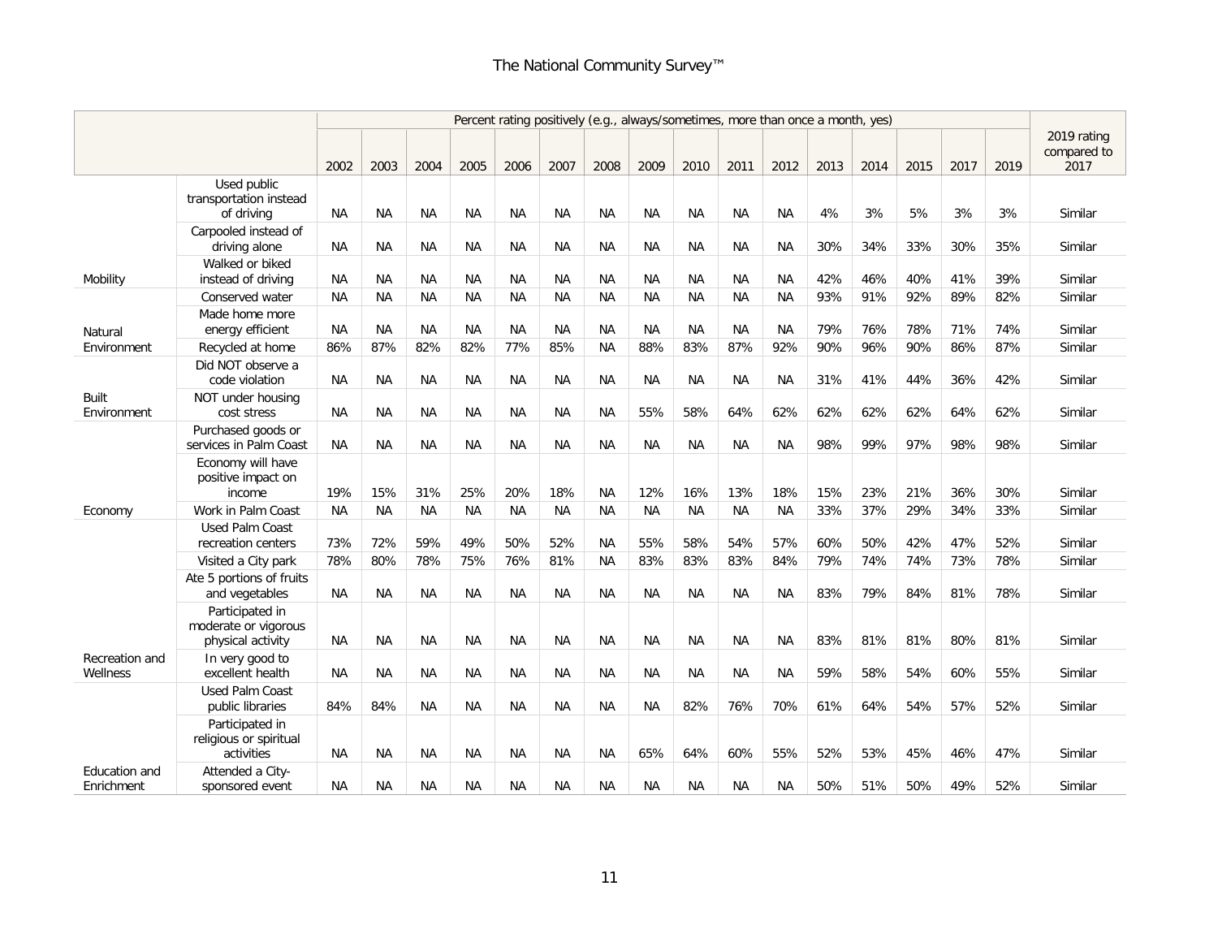| | | Percent rating positively (e.g., always/sometimes, more than once a month, yes) | | | | | | | | | | | | | | | | |
|---|---|---|---|---|---|---|---|---|---|---|---|---|---|---|---|---|---|---|
| | | 2002 | 2003 | 2004 | 2005 | 2006 | 2007 | 2008 | 2009 | 2010 | 2011 | 2012 | 2013 | 2014 | 2015 | 2017 | 2019 | 2019 rating compared to 2017 |
| Mobility | Used public transportation instead of driving | NA | NA | NA | NA | NA | NA | NA | NA | NA | NA | NA | 4% | 3% | 5% | 3% | 3% | Similar |
| | Carpooled instead of driving alone | NA | NA | NA | NA | NA | NA | NA | NA | NA | NA | NA | 30% | 34% | 33% | 30% | 35% | Similar |
| | Walked or biked instead of driving | NA | NA | NA | NA | NA | NA | NA | NA | NA | NA | NA | 42% | 46% | 40% | 41% | 39% | Similar |
| Natural Environment | Conserved water | NA | NA | NA | NA | NA | NA | NA | NA | NA | NA | NA | 93% | 91% | 92% | 89% | 82% | Similar |
| | Made home more energy efficient | NA | NA | NA | NA | NA | NA | NA | NA | NA | NA | NA | 79% | 76% | 78% | 71% | 74% | Similar |
| | Recycled at home | 86% | 87% | 82% | 82% | 77% | 85% | NA | 88% | 83% | 87% | 92% | 90% | 96% | 90% | 86% | 87% | Similar |
| Built Environment | Did NOT observe a code violation | NA | NA | NA | NA | NA | NA | NA | NA | NA | NA | NA | 31% | 41% | 44% | 36% | 42% | Similar |
| | NOT under housing cost stress | NA | NA | NA | NA | NA | NA | NA | 55% | 58% | 64% | 62% | 62% | 62% | 62% | 64% | 62% | Similar |
| Economy | Purchased goods or services in Palm Coast | NA | NA | NA | NA | NA | NA | NA | NA | NA | NA | NA | 98% | 99% | 97% | 98% | 98% | Similar |
| | Economy will have positive impact on income | 19% | 15% | 31% | 25% | 20% | 18% | NA | 12% | 16% | 13% | 18% | 15% | 23% | 21% | 36% | 30% | Similar |
| | Work in Palm Coast | NA | NA | NA | NA | NA | NA | NA | NA | NA | NA | NA | 33% | 37% | 29% | 34% | 33% | Similar |
| Recreation and Wellness | Used Palm Coast recreation centers | 73% | 72% | 59% | 49% | 50% | 52% | NA | 55% | 58% | 54% | 57% | 60% | 50% | 42% | 47% | 52% | Similar |
| | Visited a City park | 78% | 80% | 78% | 75% | 76% | 81% | NA | 83% | 83% | 83% | 84% | 79% | 74% | 74% | 73% | 78% | Similar |
| | Ate 5 portions of fruits and vegetables | NA | NA | NA | NA | NA | NA | NA | NA | NA | NA | NA | 83% | 79% | 84% | 81% | 78% | Similar |
| | Participated in moderate or vigorous physical activity | NA | NA | NA | NA | NA | NA | NA | NA | NA | NA | NA | 83% | 81% | 81% | 80% | 81% | Similar |
| | In very good to excellent health | NA | NA | NA | NA | NA | NA | NA | NA | NA | NA | NA | 59% | 58% | 54% | 60% | 55% | Similar |
| Education and Enrichment | Used Palm Coast public libraries | 84% | 84% | NA | NA | NA | NA | NA | NA | 82% | 76% | 70% | 61% | 64% | 54% | 57% | 52% | Similar |
| | Participated in religious or spiritual activities | NA | NA | NA | NA | NA | NA | NA | 65% | 64% | 60% | 55% | 52% | 53% | 45% | 46% | 47% | Similar |
| | Attended a City-sponsored event | NA | NA | NA | NA | NA | NA | NA | NA | NA | NA | NA | 50% | 51% | 50% | 49% | 52% | Similar |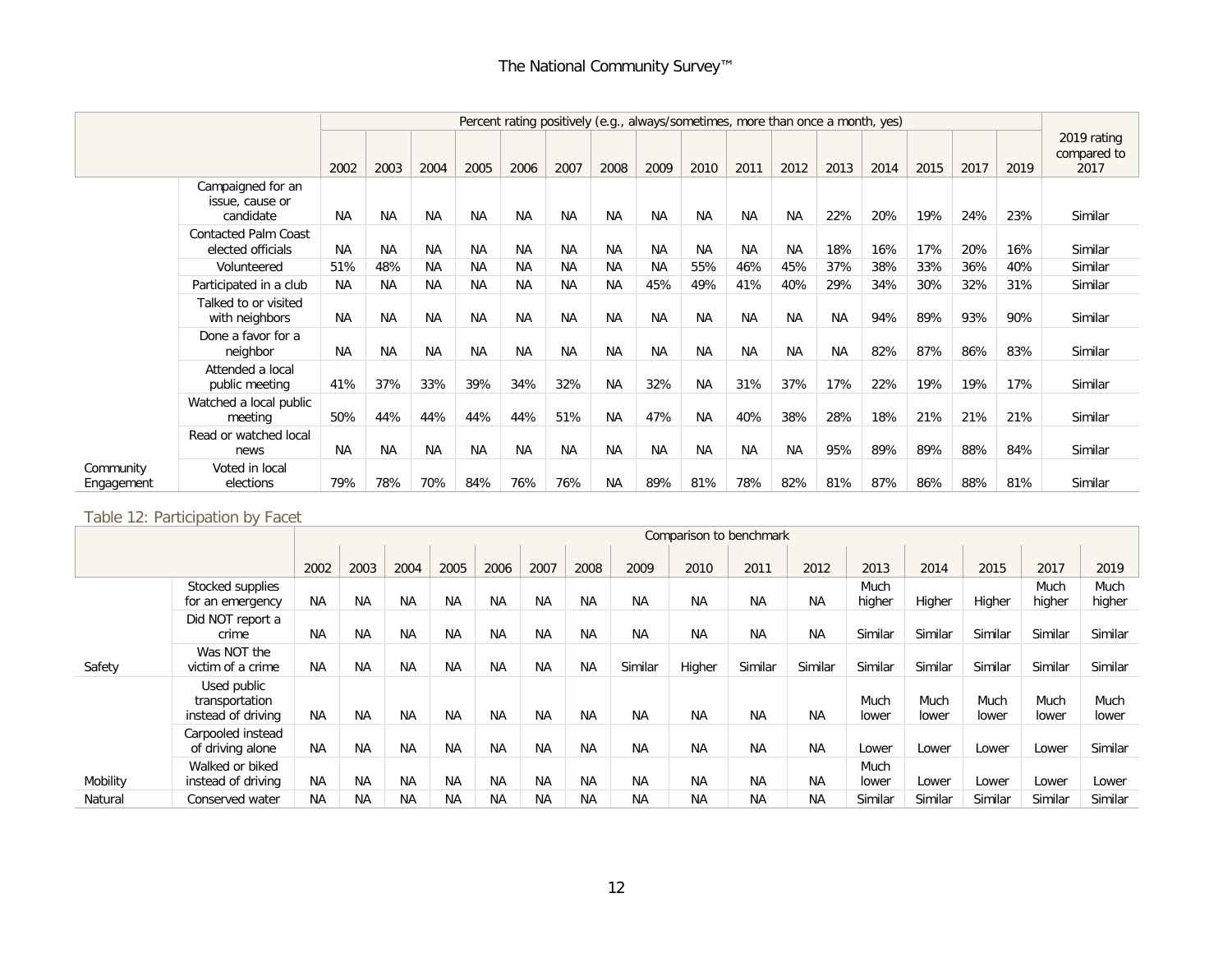| | | Percent rating positively (e.g., always/sometimes, more than once a month, yes) | | | | | | | | | | | | | | | | |
|---|---|---|---|---|---|---|---|---|---|---|---|---|---|---|---|---|---|---|
| | | 2002 | 2003 | 2004 | 2005 | 2006 | 2007 | 2008 | 2009 | 2010 | 2011 | 2012 | 2013 | 2014 | 2015 | 2017 | 2019 | 2019 rating compared to 2017 |
| | Campaigned for an issue, cause or candidate | NA | NA | NA | NA | NA | NA | NA | NA | NA | NA | NA | 22% | 20% | 19% | 24% | 23% | Similar |
| | Contacted Palm Coast elected officials | NA | NA | NA | NA | NA | NA | NA | NA | NA | NA | NA | 18% | 16% | 17% | 20% | 16% | Similar |
| | Volunteered | 51% | 48% | NA | NA | NA | NA | NA | NA | 55% | 46% | 45% | 37% | 38% | 33% | 36% | 40% | Similar |
| | Participated in a club | NA | NA | NA | NA | NA | NA | NA | 45% | 49% | 41% | 40% | 29% | 34% | 30% | 32% | 31% | Similar |
| | Talked to or visited with neighbors | NA | NA | NA | NA | NA | NA | NA | NA | NA | NA | NA | NA | 94% | 89% | 93% | 90% | Similar |
| | Done a favor for a neighbor | NA | NA | NA | NA | NA | NA | NA | NA | NA | NA | NA | NA | 82% | 87% | 86% | 83% | Similar |
| | Attended a local public meeting | 41% | 37% | 33% | 39% | 34% | 32% | NA | 32% | NA | 31% | 37% | 17% | 22% | 19% | 19% | 17% | Similar |
| | Watched a local public meeting | 50% | 44% | 44% | 44% | 44% | 51% | NA | 47% | NA | 40% | 38% | 28% | 18% | 21% | 21% | 21% | Similar |
| | Read or watched local news | NA | NA | NA | NA | NA | NA | NA | NA | NA | NA | NA | 95% | 89% | 89% | 88% | 84% | Similar |
| Community Engagement | Voted in local elections | 79% | 78% | 70% | 84% | 76% | 76% | NA | 89% | 81% | 78% | 82% | 81% | 87% | 86% | 88% | 81% | Similar |

## Table 12: Participation by Facet

| | | Comparison to benchmark | | | | | | | | | | | | | | | |
|---|---|---|---|---|---|---|---|---|---|---|---|---|---|---|---|---|---|
| | | 2002 | 2003 | 2004 | 2005 | 2006 | 2007 | 2008 | 2009 | 2010 | 2011 | 2012 | 2013 | 2014 | 2015 | 2017 | 2019 |
| | Stocked supplies for an emergency | NA | NA | NA | NA | NA | NA | NA | NA | NA | NA | NA | Much higher | Higher | Higher | Much higher | Much higher |
| | Did NOT report a crime | NA | NA | NA | NA | NA | NA | NA | NA | NA | NA | NA | Similar | Similar | Similar | Similar | Similar |
| Safety | Was NOT the victim of a crime | NA | NA | NA | NA | NA | NA | NA | Similar | Higher | Similar | Similar | Similar | Similar | Similar | Similar | Similar |
| | Used public transportation instead of driving | NA | NA | NA | NA | NA | NA | NA | NA | NA | NA | NA | Much lower | Much lower | Much lower | Much lower | Much lower |
| | Carpooled instead of driving alone | NA | NA | NA | NA | NA | NA | NA | NA | NA | NA | NA | Lower | Lower | Lower | Lower | Similar |
| Mobility | Walked or biked instead of driving | NA | NA | NA | NA | NA | NA | NA | NA | NA | NA | NA | Much lower | Lower | Lower | Lower | Lower |
| Natural | Conserved water | NA | NA | NA | NA | NA | NA | NA | NA | NA | NA | NA | Similar | Similar | Similar | Similar | Similar |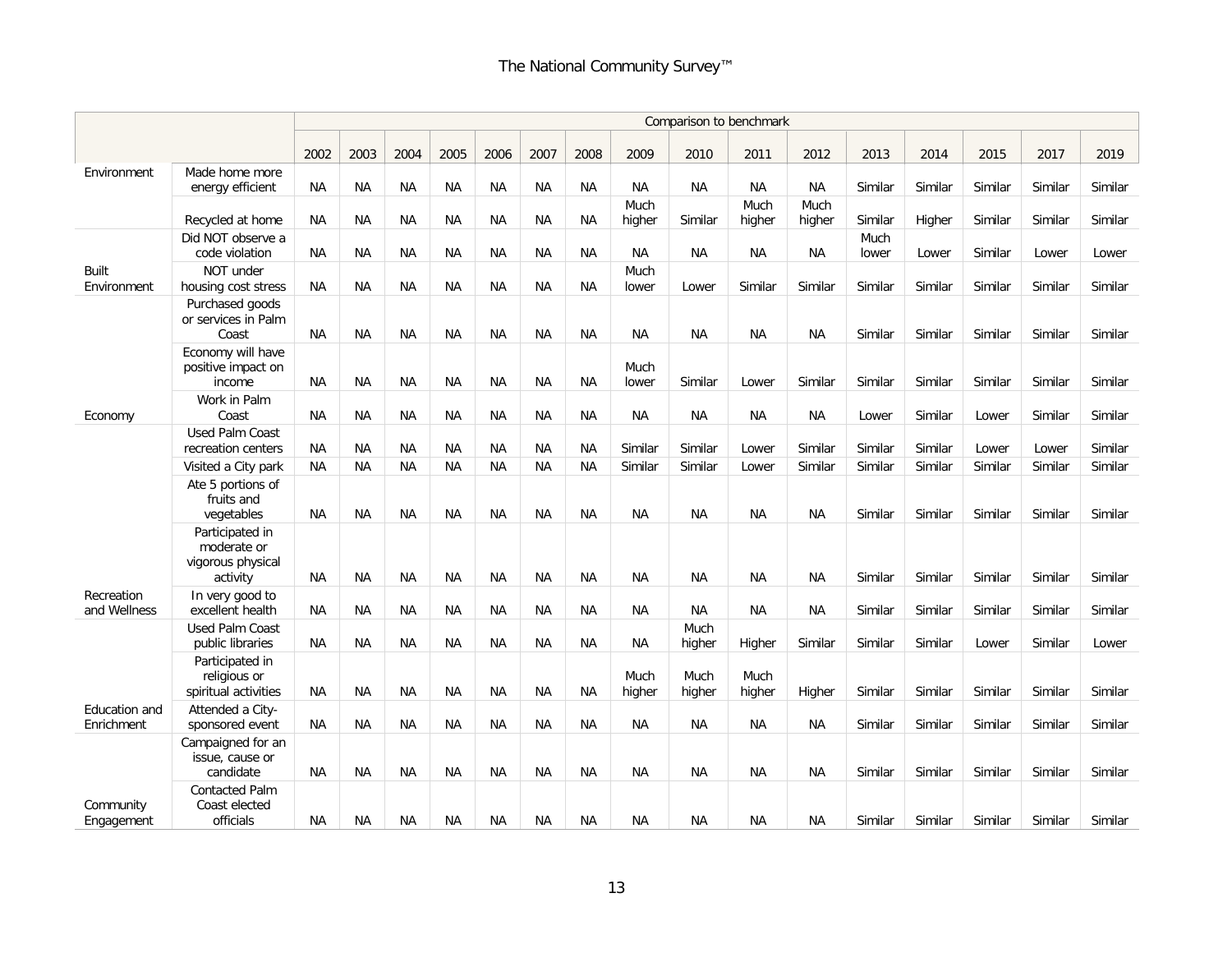| | | Comparison to benchmark | | | | | | | | | | | | | | | |
|---|---|---|---|---|---|---|---|---|---|---|---|---|---|---|---|---|---|
| | | 2002 | 2003 | 2004 | 2005 | 2006 | 2007 | 2008 | 2009 | 2010 | 2011 | 2012 | 2013 | 2014 | 2015 | 2017 | 2019 |
| Environment | Made home more energy efficient | NA | NA | NA | NA | NA | NA | NA | NA | NA | NA | NA | Similar | Similar | Similar | Similar | Similar |
| | Recycled at home | NA | NA | NA | NA | NA | NA | NA | Much higher | Similar | Much higher | Much higher | Similar | Higher | Similar | Similar | Similar |
| Built Environment | Did NOT observe a code violation | NA | NA | NA | NA | NA | NA | NA | NA | NA | NA | NA | Much lower | Lower | Similar | Lower | Lower |
| | NOT under housing cost stress | NA | NA | NA | NA | NA | NA | NA | Much lower | Lower | Similar | Similar | Similar | Similar | Similar | Similar | Similar |
| Economy | Purchased goods or services in Palm Coast | NA | NA | NA | NA | NA | NA | NA | NA | NA | NA | NA | Similar | Similar | Similar | Similar | Similar |
| | Economy will have positive impact on income | NA | NA | NA | NA | NA | NA | NA | Much lower | Similar | Lower | Similar | Similar | Similar | Similar | Similar | Similar |
| | Work in Palm Coast | NA | NA | NA | NA | NA | NA | NA | NA | NA | NA | NA | Lower | Similar | Lower | Similar | Similar |
| Recreation and Wellness | Used Palm Coast recreation centers | NA | NA | NA | NA | NA | NA | NA | Similar | Similar | Lower | Similar | Similar | Similar | Lower | Lower | Similar |
| | Visited a City park | NA | NA | NA | NA | NA | NA | NA | Similar | Similar | Lower | Similar | Similar | Similar | Similar | Similar | Similar |
| | Ate 5 portions of fruits and vegetables | NA | NA | NA | NA | NA | NA | NA | NA | NA | NA | NA | Similar | Similar | Similar | Similar | Similar |
| | Participated in moderate or vigorous physical activity | NA | NA | NA | NA | NA | NA | NA | NA | NA | NA | NA | Similar | Similar | Similar | Similar | Similar |
| | In very good to excellent health | NA | NA | NA | NA | NA | NA | NA | NA | NA | NA | NA | Similar | Similar | Similar | Similar | Similar |
| Education and Enrichment | Used Palm Coast public libraries | NA | NA | NA | NA | NA | NA | NA | NA | Much higher | Higher | Similar | Similar | Similar | Lower | Similar | Lower |
| | Participated in religious or spiritual activities | NA | NA | NA | NA | NA | NA | NA | Much higher | Much higher | Much higher | Higher | Similar | Similar | Similar | Similar | Similar |
| | Attended a City-sponsored event | NA | NA | NA | NA | NA | NA | NA | NA | NA | NA | NA | Similar | Similar | Similar | Similar | Similar |
| Community Engagement | Campaigned for an issue, cause or candidate | NA | NA | NA | NA | NA | NA | NA | NA | NA | NA | NA | Similar | Similar | Similar | Similar | Similar |
| | Contacted Palm Coast elected officials | NA | NA | NA | NA | NA | NA | NA | NA | NA | NA | NA | Similar | Similar | Similar | Similar | Similar |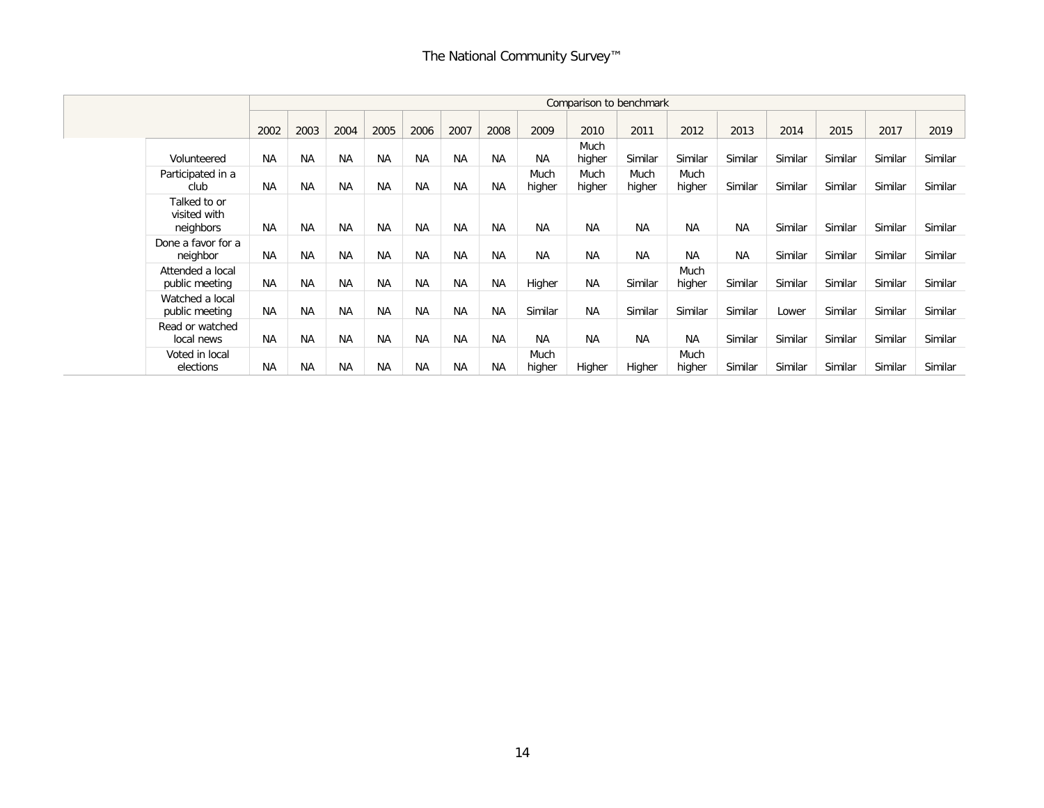The National Community Survey™

| | Comparison to benchmark | | | | | | | | | | | | | | | |
|---|---|---|---|---|---|---|---|---|---|---|---|---|---|---|---|---|
| | 2002 | 2003 | 2004 | 2005 | 2006 | 2007 | 2008 | 2009 | 2010 | 2011 | 2012 | 2013 | 2014 | 2015 | 2017 | 2019 |
| Volunteered | NA | NA | NA | NA | NA | NA | NA | NA | Much higher | Similar | Similar | Similar | Similar | Similar | Similar | Similar |
| Participated in a club | NA | NA | NA | NA | NA | NA | NA | Much higher | Much higher | Much higher | Much higher | Similar | Similar | Similar | Similar | Similar |
| Talked to or visited with neighbors | NA | NA | NA | NA | NA | NA | NA | NA | NA | NA | NA | NA | Similar | Similar | Similar | Similar |
| Done a favor for a neighbor | NA | NA | NA | NA | NA | NA | NA | NA | NA | NA | NA | NA | Similar | Similar | Similar | Similar |
| Attended a local public meeting | NA | NA | NA | NA | NA | NA | NA | Higher | NA | Similar | Much higher | Similar | Similar | Similar | Similar | Similar |
| Watched a local public meeting | NA | NA | NA | NA | NA | NA | NA | Similar | NA | Similar | Similar | Similar | Lower | Similar | Similar | Similar |
| Read or watched local news | NA | NA | NA | NA | NA | NA | NA | NA | NA | NA | NA | Similar | Similar | Similar | Similar | Similar |
| Voted in local elections | NA | NA | NA | NA | NA | NA | NA | Much higher | Higher | Higher | Much higher | Similar | Similar | Similar | Similar | Similar |